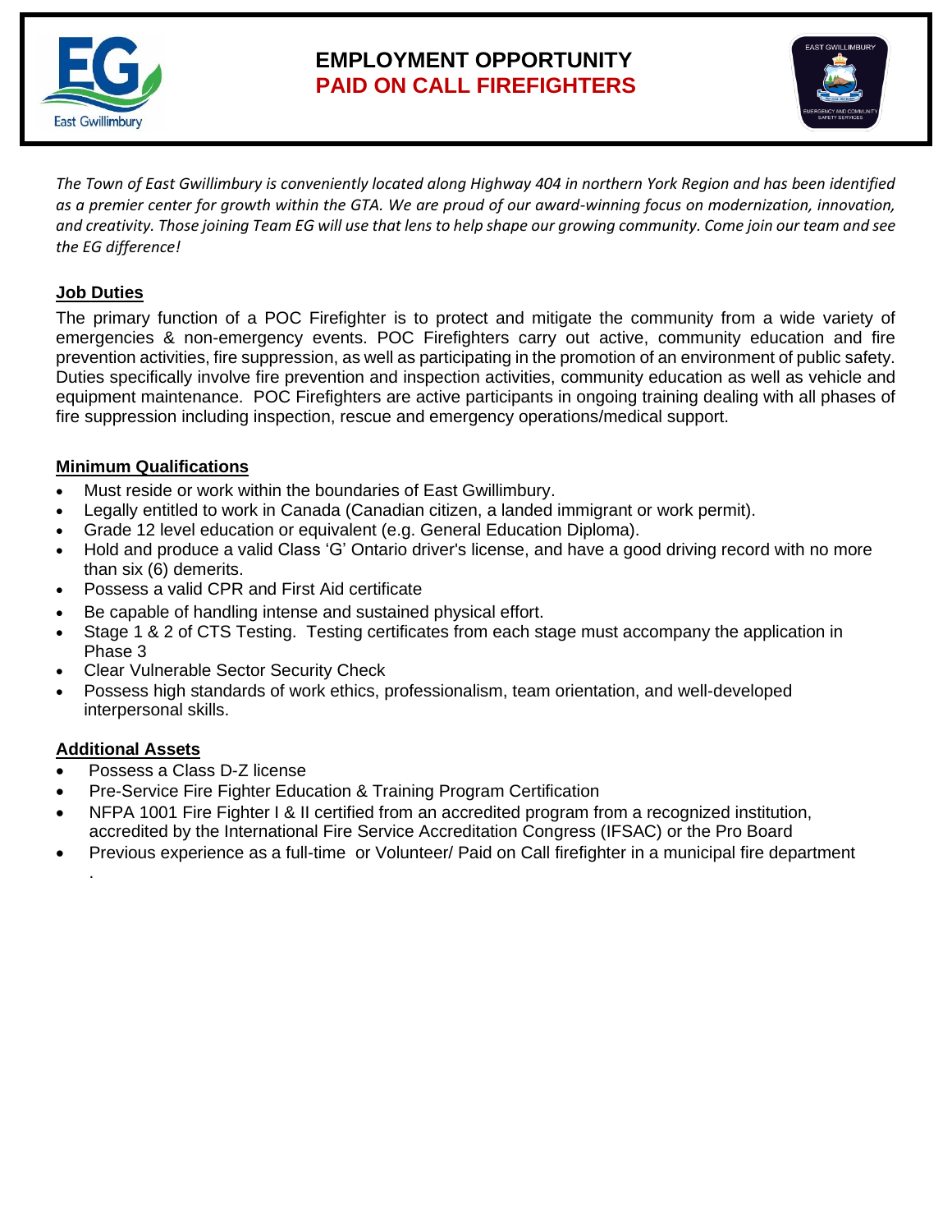# EMPLOYMENT OPPORTUNITY
## PAID ON CALL FIREFIGHTERS

*The Town of East Gwillimbury is conveniently located along Highway 404 in northern York Region and has been identified as a premier center for growth within the GTA. We are proud of our award-winning focus on modernization, innovation, and creativity. Those joining Team EG will use that lens to help shape our growing community. Come join our team and see the EG difference!*

### Job Duties

The primary function of a POC Firefighter is to protect and mitigate the community from a wide variety of emergencies & non-emergency events. POC Firefighters carry out active, community education and fire prevention activities, fire suppression, as well as participating in the promotion of an environment of public safety. Duties specifically involve fire prevention and inspection activities, community education as well as vehicle and equipment maintenance. POC Firefighters are active participants in ongoing training dealing with all phases of fire suppression including inspection, rescue and emergency operations/medical support.

### Minimum Qualifications

- Must reside or work within the boundaries of East Gwillimbury.
- Legally entitled to work in Canada (Canadian citizen, a landed immigrant or work permit).
- Grade 12 level education or equivalent (e.g. General Education Diploma).
- Hold and produce a valid Class 'G' Ontario driver's license, and have a good driving record with no more than six (6) demerits.
- Possess a valid CPR and First Aid certificate
- Be capable of handling intense and sustained physical effort.
- Stage 1 & 2 of CTS Testing. Testing certificates from each stage must accompany the application in Phase 3
- Clear Vulnerable Sector Security Check
- Possess high standards of work ethics, professionalism, team orientation, and well-developed interpersonal skills.

### Additional Assets

- Possess a Class D-Z license
- Pre-Service Fire Fighter Education & Training Program Certification
- NFPA 1001 Fire Fighter I & II certified from an accredited program from a recognized institution, accredited by the International Fire Service Accreditation Congress (IFSAC) or the Pro Board
- Previous experience as a full-time or Volunteer/ Paid on Call firefighter in a municipal fire department .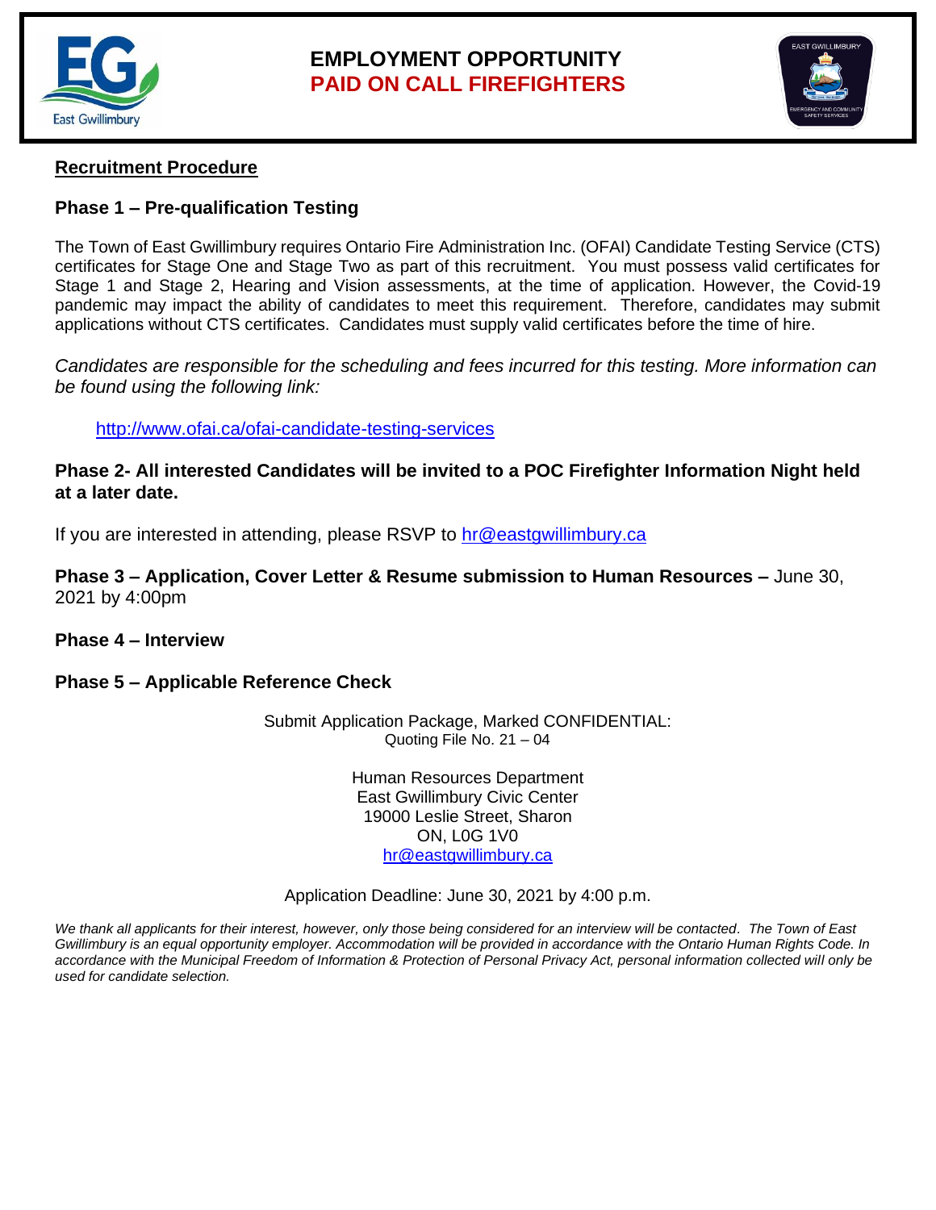# EMPLOYMENT OPPORTUNITY
## PAID ON CALL FIREFIGHTERS

**Recruitment Procedure**

**Phase 1 – Pre-qualification Testing**

The Town of East Gwillimbury requires Ontario Fire Administration Inc. (OFAI) Candidate Testing Service (CTS) certificates for Stage One and Stage Two as part of this recruitment. You must possess valid certificates for Stage 1 and Stage 2, Hearing and Vision assessments, at the time of application. However, the Covid-19 pandemic may impact the ability of candidates to meet this requirement. Therefore, candidates may submit applications without CTS certificates. Candidates must supply valid certificates before the time of hire.

*Candidates are responsible for the scheduling and fees incurred for this testing. More information can be found using the following link:*

http://www.ofai.ca/ofai-candidate-testing-services

**Phase 2- All interested Candidates will be invited to a POC Firefighter Information Night held at a later date.**

If you are interested in attending, please RSVP to hr@eastgwillimbury.ca

**Phase 3 – Application, Cover Letter & Resume submission to Human Resources –** June 30, 2021 by 4:00pm

**Phase 4 – Interview**

**Phase 5 – Applicable Reference Check**

Submit Application Package, Marked CONFIDENTIAL:
Quoting File No. 21 – 04

Human Resources Department
East Gwillimbury Civic Center
19000 Leslie Street, Sharon
ON, L0G 1V0
hr@eastgwillimbury.ca

Application Deadline: June 30, 2021 by 4:00 p.m.

*We thank all applicants for their interest, however, only those being considered for an interview will be contacted. The Town of East Gwillimbury is an equal opportunity employer. Accommodation will be provided in accordance with the Ontario Human Rights Code. In accordance with the Municipal Freedom of Information & Protection of Personal Privacy Act, personal information collected will only be used for candidate selection.*